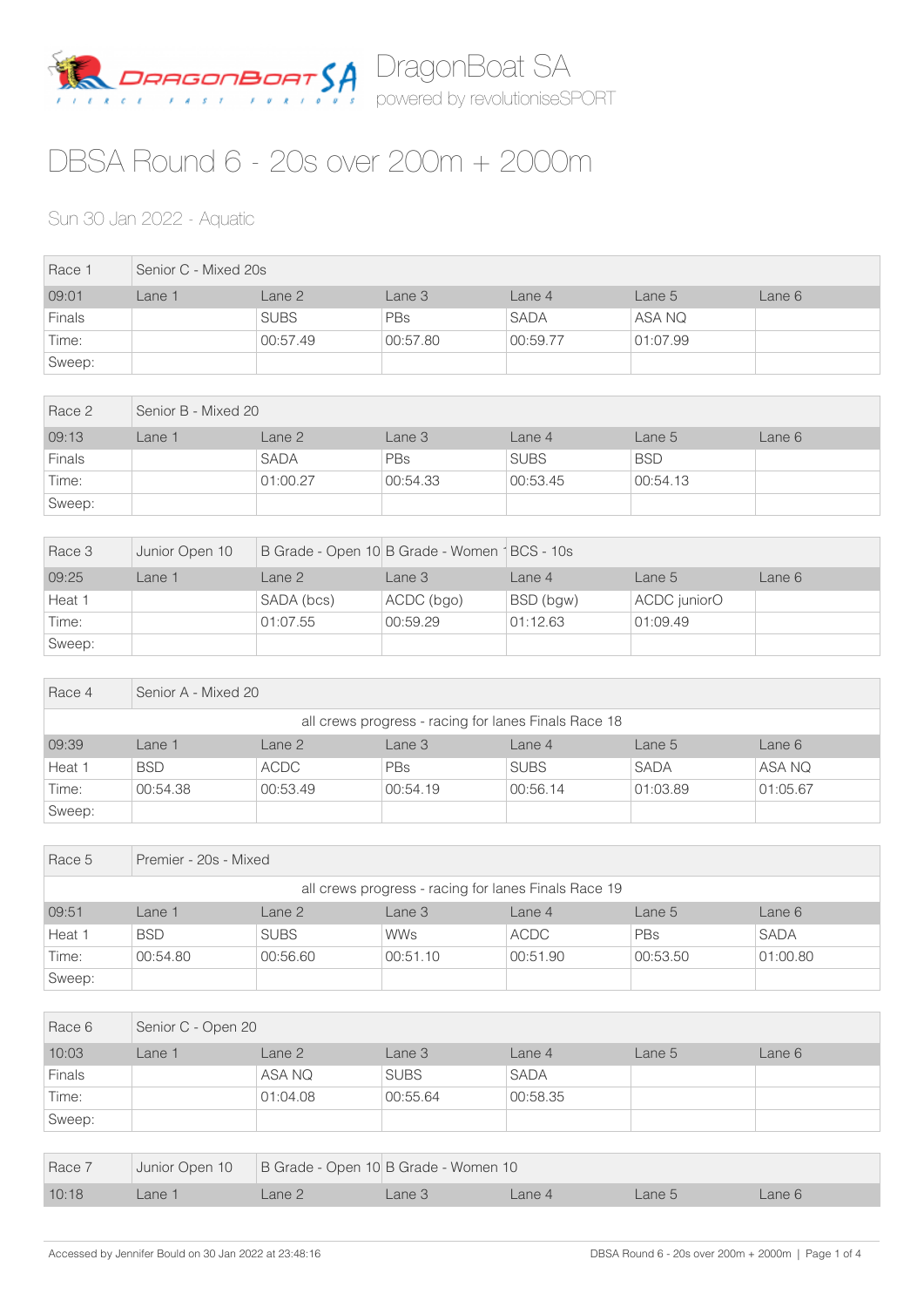DragonBoat SA

powered by revolutioniseSPORT

# DBSA Round 6 - 20s over 200m + 2000m

Sun 30 Jan 2022 - Aquatic

| Race 1 | Senior C - Mixed 20s | | | | | |
|---|---|---|---|---|---|---|
| 09:01 | Lane 1 | Lane 2 | Lane 3 | Lane 4 | Lane 5 | Lane 6 |
| Finals | | SUBS | PBs | SADA | ASA NQ | |
| Time: | | 00:57.49 | 00:57.80 | 00:59.77 | 01:07.99 | |
| Sweep: | | | | | | |

| Race 2 | Senior B - Mixed 20 | | | | | |
|---|---|---|---|---|---|---|
| 09:13 | Lane 1 | Lane 2 | Lane 3 | Lane 4 | Lane 5 | Lane 6 |
| Finals | | SADA | PBs | SUBS | BSD | |
| Time: | | 01:00.27 | 00:54.33 | 00:53.45 | 00:54.13 | |
| Sweep: | | | | | | |

| Race 3 | Junior Open 10 | B Grade - Open 10 | B Grade - Women 1 | BCS - 10s | | |
|---|---|---|---|---|---|---|
| 09:25 | Lane 1 | Lane 2 | Lane 3 | Lane 4 | Lane 5 | Lane 6 |
| Heat 1 | | SADA (bcs) | ACDC (bgo) | BSD (bgw) | ACDC juniorO | |
| Time: | | 01:07.55 | 00:59.29 | 01:12.63 | 01:09.49 | |
| Sweep: | | | | | | |

| Race 4 | Senior A - Mixed 20 | | | | | |
|---|---|---|---|---|---|---|
| all crews progress - racing for lanes Finals Race 18 | | | | | | |
| 09:39 | Lane 1 | Lane 2 | Lane 3 | Lane 4 | Lane 5 | Lane 6 |
| Heat 1 | BSD | ACDC | PBs | SUBS | SADA | ASA NQ |
| Time: | 00:54.38 | 00:53.49 | 00:54.19 | 00:56.14 | 01:03.89 | 01:05.67 |
| Sweep: | | | | | | |

| Race 5 | Premier - 20s - Mixed | | | | | |
|---|---|---|---|---|---|---|
| all crews progress - racing for lanes Finals Race 19 | | | | | | |
| 09:51 | Lane 1 | Lane 2 | Lane 3 | Lane 4 | Lane 5 | Lane 6 |
| Heat 1 | BSD | SUBS | WWs | ACDC | PBs | SADA |
| Time: | 00:54.80 | 00:56.60 | 00:51.10 | 00:51.90 | 00:53.50 | 01:00.80 |
| Sweep: | | | | | | |

| Race 6 | Senior C - Open 20 | | | | | |
|---|---|---|---|---|---|---|
| 10:03 | Lane 1 | Lane 2 | Lane 3 | Lane 4 | Lane 5 | Lane 6 |
| Finals | | ASA NQ | SUBS | SADA | | |
| Time: | | 01:04.08 | 00:55.64 | 00:58.35 | | |
| Sweep: | | | | | | |

| Race 7 | Junior Open 10 | B Grade - Open 10 | B Grade - Women 10 | | | |
|---|---|---|---|---|---|---|
| 10:18 | Lane 1 | Lane 2 | Lane 3 | Lane 4 | Lane 5 | Lane 6 |

Accessed by Jennifer Bould on 30 Jan 2022 at 23:48:16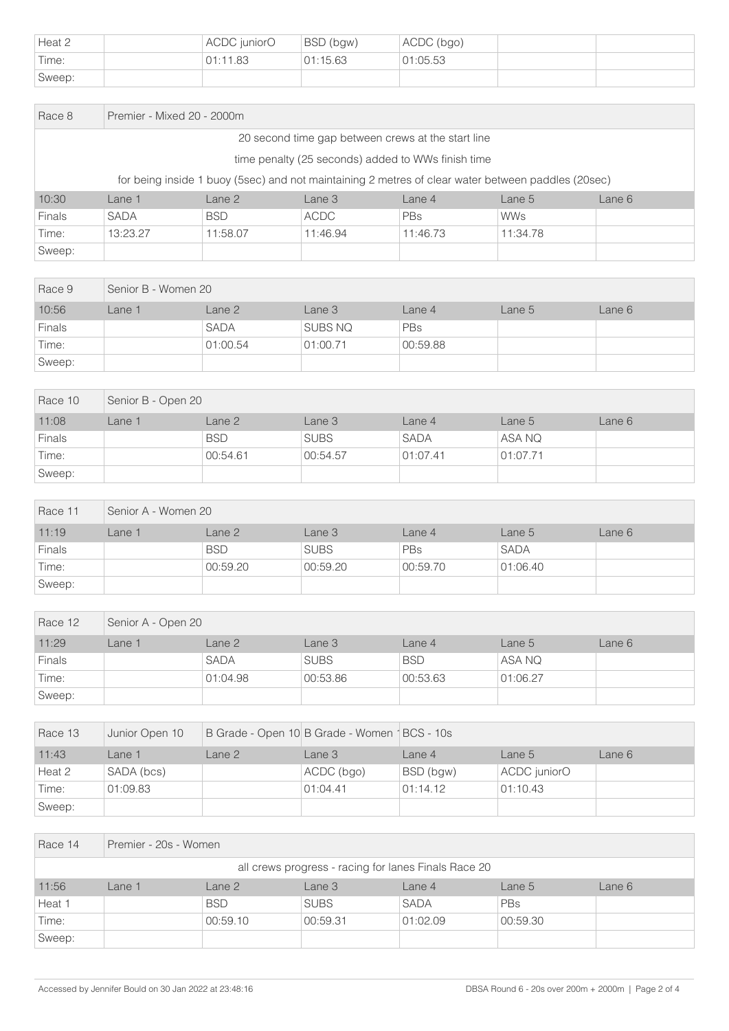| Heat 2 | | ACDC juniorO | BSD (bgw) | ACDC (bgo) | | |
|---|---|---|---|---|---|---|
| Time: | | 01:11.83 | 01:15.63 | 01:05.53 | | |
| Sweep: | | | | | | |

| Race 8 | Premier - Mixed 20 - 2000m | | | | | |
|---|---|---|---|---|---|---|
| 20 second time gap between crews at the start line | | | | | | |
| time penalty (25 seconds) added to WWs finish time | | | | | | |
| for being inside 1 buoy (5sec) and not maintaining 2 metres of clear water between paddles (20sec) | | | | | | |
| 10:30 | Lane 1 | Lane 2 | Lane 3 | Lane 4 | Lane 5 | Lane 6 |
| Finals | SADA | BSD | ACDC | PBs | WWs | |
| Time: | 13:23.27 | 11:58.07 | 11:46.94 | 11:46.73 | 11:34.78 | |
| Sweep: | | | | | | |

| Race 9 | Senior B - Women 20 | | | | | |
|---|---|---|---|---|---|---|
| 10:56 | Lane 1 | Lane 2 | Lane 3 | Lane 4 | Lane 5 | Lane 6 |
| Finals | | SADA | SUBS NQ | PBs | | |
| Time: | | 01:00.54 | 01:00.71 | 00:59.88 | | |
| Sweep: | | | | | | |

| Race 10 | Senior B - Open 20 | | | | | |
|---|---|---|---|---|---|---|
| 11:08 | Lane 1 | Lane 2 | Lane 3 | Lane 4 | Lane 5 | Lane 6 |
| Finals | | BSD | SUBS | SADA | ASA NQ | |
| Time: | | 00:54.61 | 00:54.57 | 01:07.41 | 01:07.71 | |
| Sweep: | | | | | | |

| Race 11 | Senior A - Women 20 | | | | | |
|---|---|---|---|---|---|---|
| 11:19 | Lane 1 | Lane 2 | Lane 3 | Lane 4 | Lane 5 | Lane 6 |
| Finals | | BSD | SUBS | PBs | SADA | |
| Time: | | 00:59.20 | 00:59.20 | 00:59.70 | 01:06.40 | |
| Sweep: | | | | | | |

| Race 12 | Senior A - Open 20 | | | | | |
|---|---|---|---|---|---|---|
| 11:29 | Lane 1 | Lane 2 | Lane 3 | Lane 4 | Lane 5 | Lane 6 |
| Finals | | SADA | SUBS | BSD | ASA NQ | |
| Time: | | 01:04.98 | 00:53.86 | 00:53.63 | 01:06.27 | |
| Sweep: | | | | | | |

| Race 13 | Junior Open 10 | B Grade - Open 10 | B Grade - Women 1 | BCS - 10s | | |
|---|---|---|---|---|---|---|
| 11:43 | Lane 1 | Lane 2 | Lane 3 | Lane 4 | Lane 5 | Lane 6 |
| Heat 2 | SADA (bcs) | | ACDC (bgo) | BSD (bgw) | ACDC juniorO | |
| Time: | 01:09.83 | | 01:04.41 | 01:14.12 | 01:10.43 | |
| Sweep: | | | | | | |

| Race 14 | Premier - 20s - Women | | | | | |
|---|---|---|---|---|---|---|
| all crews progress - racing for lanes Finals Race 20 | | | | | | |
| 11:56 | Lane 1 | Lane 2 | Lane 3 | Lane 4 | Lane 5 | Lane 6 |
| Heat 1 | | BSD | SUBS | SADA | PBs | |
| Time: | | 00:59.10 | 00:59.31 | 01:02.09 | 00:59.30 | |
| Sweep: | | | | | | |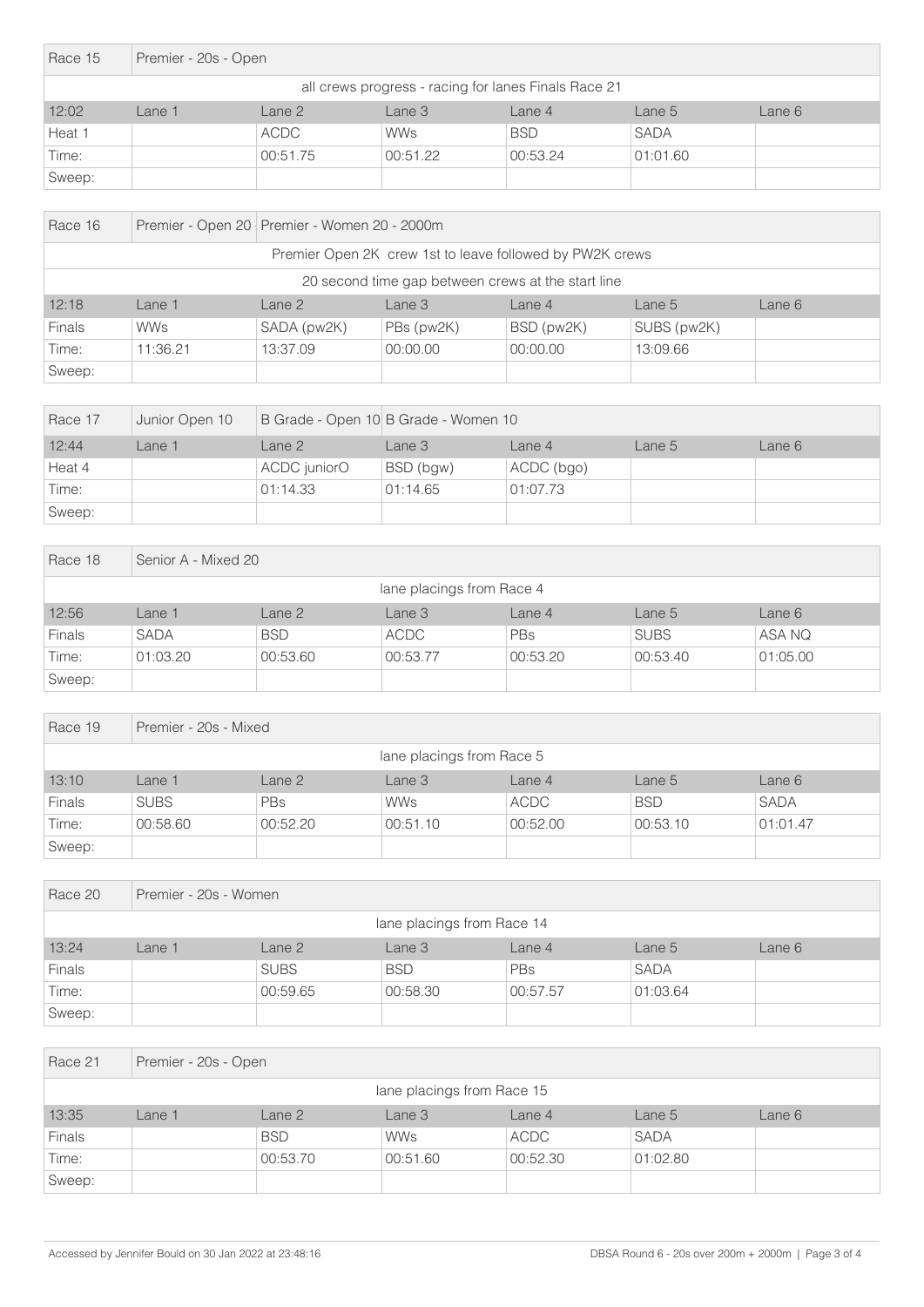| Race 15 | Premier - 20s - Open | | | | | |
|---|---|---|---|---|---|---|
| all crews progress - racing for lanes Finals Race 21 | | | | | | |
| 12:02 | Lane 1 | Lane 2 | Lane 3 | Lane 4 | Lane 5 | Lane 6 |
| Heat 1 | | ACDC | WWs | BSD | SADA | |
| Time: | | 00:51.75 | 00:51.22 | 00:53.24 | 01:01.60 | |
| Sweep: | | | | | | |

| Race 16 | Premier - Open 20 | Premier - Women 20 - 2000m | | | | |
|---|---|---|---|---|---|---|
| Premier Open 2K crew 1st to leave followed by PW2K crews | | | | | | |
| 20 second time gap between crews at the start line | | | | | | |
| 12:18 | Lane 1 | Lane 2 | Lane 3 | Lane 4 | Lane 5 | Lane 6 |
| Finals | WWs | SADA (pw2K) | PBs (pw2K) | BSD (pw2K) | SUBS (pw2K) | |
| Time: | 11:36.21 | 13:37.09 | 00:00.00 | 00:00.00 | 13:09.66 | |
| Sweep: | | | | | | |

| Race 17 | Junior Open 10 | B Grade - Open 10 | B Grade - Women 10 | | | |
|---|---|---|---|---|---|---|
| 12:44 | Lane 1 | Lane 2 | Lane 3 | Lane 4 | Lane 5 | Lane 6 |
| Heat 4 | | ACDC juniorO | BSD (bgw) | ACDC (bgo) | | |
| Time: | | 01:14.33 | 01:14.65 | 01:07.73 | | |
| Sweep: | | | | | | |

| Race 18 | Senior A - Mixed 20 | | | | | |
|---|---|---|---|---|---|---|
| lane placings from Race 4 | | | | | | |
| 12:56 | Lane 1 | Lane 2 | Lane 3 | Lane 4 | Lane 5 | Lane 6 |
| Finals | SADA | BSD | ACDC | PBs | SUBS | ASA NQ |
| Time: | 01:03.20 | 00:53.60 | 00:53.77 | 00:53.20 | 00:53.40 | 01:05.00 |
| Sweep: | | | | | | |

| Race 19 | Premier - 20s - Mixed | | | | | |
|---|---|---|---|---|---|---|
| lane placings from Race 5 | | | | | | |
| 13:10 | Lane 1 | Lane 2 | Lane 3 | Lane 4 | Lane 5 | Lane 6 |
| Finals | SUBS | PBs | WWs | ACDC | BSD | SADA |
| Time: | 00:58.60 | 00:52.20 | 00:51.10 | 00:52.00 | 00:53.10 | 01:01.47 |
| Sweep: | | | | | | |

| Race 20 | Premier - 20s - Women | | | | | |
|---|---|---|---|---|---|---|
| lane placings from Race 14 | | | | | | |
| 13:24 | Lane 1 | Lane 2 | Lane 3 | Lane 4 | Lane 5 | Lane 6 |
| Finals | | SUBS | BSD | PBs | SADA | |
| Time: | | 00:59.65 | 00:58.30 | 00:57.57 | 01:03.64 | |
| Sweep: | | | | | | |

| Race 21 | Premier - 20s - Open | | | | | |
|---|---|---|---|---|---|---|
| lane placings from Race 15 | | | | | | |
| 13:35 | Lane 1 | Lane 2 | Lane 3 | Lane 4 | Lane 5 | Lane 6 |
| Finals | | BSD | WWs | ACDC | SADA | |
| Time: | | 00:53.70 | 00:51.60 | 00:52.30 | 01:02.80 | |
| Sweep: | | | | | | |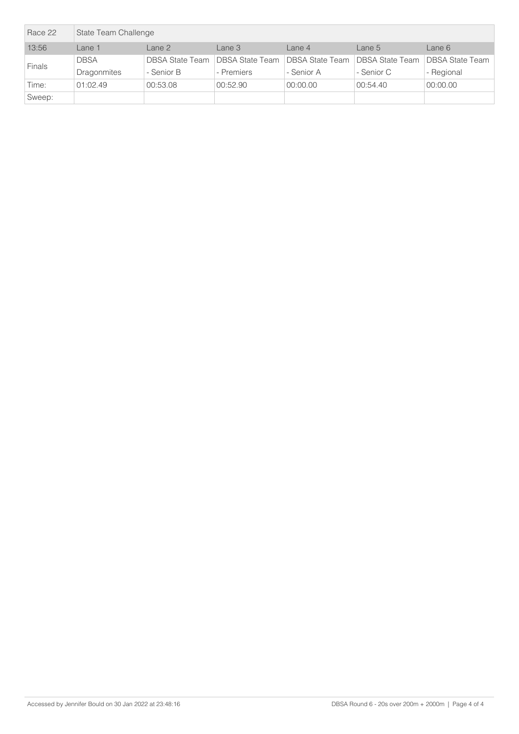| Race 22 | State Team Challenge | | | | | |
|---|---|---|---|---|---|---|
| 13:56 | Lane 1 | Lane 2 | Lane 3 | Lane 4 | Lane 5 | Lane 6 |
| Finals | DBSA Dragonmites | DBSA State Team - Senior B | DBSA State Team - Premiers | DBSA State Team - Senior A | DBSA State Team - Senior C | DBSA State Team - Regional |
| Time: | 01:02.49 | 00:53.08 | 00:52.90 | 00:00.00 | 00:54.40 | 00:00.00 |
| Sweep: | | | | | | |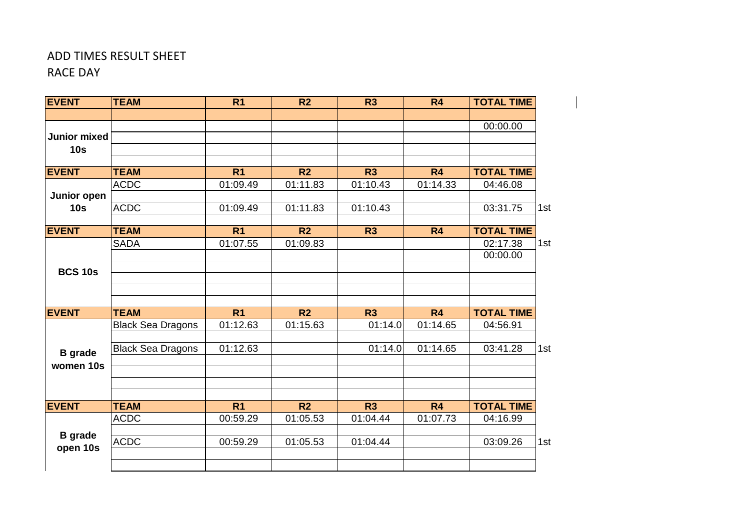ADD TIMES RESULT SHEET

RACE DAY

| EVENT | TEAM | R1 | R2 | R3 | R4 | TOTAL TIME | |
|---|---|---|---|---|---|---|---|
| | | | | | | | |
| Junior mixed 10s | | | | | | 00:00.00 | |
| | | | | | | | |
| | | | | | | | |
| | | | | | | | |
| EVENT | TEAM | R1 | R2 | R3 | R4 | TOTAL TIME | |
| Junior open 10s | ACDC | 01:09.49 | 01:11.83 | 01:10.43 | 01:14.33 | 04:46.08 | |
| | | | | | | | |
| | ACDC | 01:09.49 | 01:11.83 | 01:10.43 | | 03:31.75 | 1st |
| | | | | | | | |
| EVENT | TEAM | R1 | R2 | R3 | R4 | TOTAL TIME | |
| BCS 10s | SADA | 01:07.55 | 01:09.83 | | | 02:17.38 | 1st |
| | | | | | | 00:00.00 | |
| | | | | | | | |
| | | | | | | | |
| | | | | | | | |
| | | | | | | | |
| EVENT | TEAM | R1 | R2 | R3 | R4 | TOTAL TIME | |
| B grade women 10s | Black Sea Dragons | 01:12.63 | 01:15.63 | 01:14.0 | 01:14.65 | 04:56.91 | |
| | | | | | | | |
| | Black Sea Dragons | 01:12.63 | | 01:14.0 | 01:14.65 | 03:41.28 | 1st |
| | | | | | | | |
| | | | | | | | |
| | | | | | | | |
| | | | | | | | |
| EVENT | TEAM | R1 | R2 | R3 | R4 | TOTAL TIME | |
| B grade open 10s | ACDC | 00:59.29 | 01:05.53 | 01:04.44 | 01:07.73 | 04:16.99 | |
| | | | | | | | |
| | ACDC | 00:59.29 | 01:05.53 | 01:04.44 | | 03:09.26 | 1st |
| | | | | | | | |
| | | | | | | | |